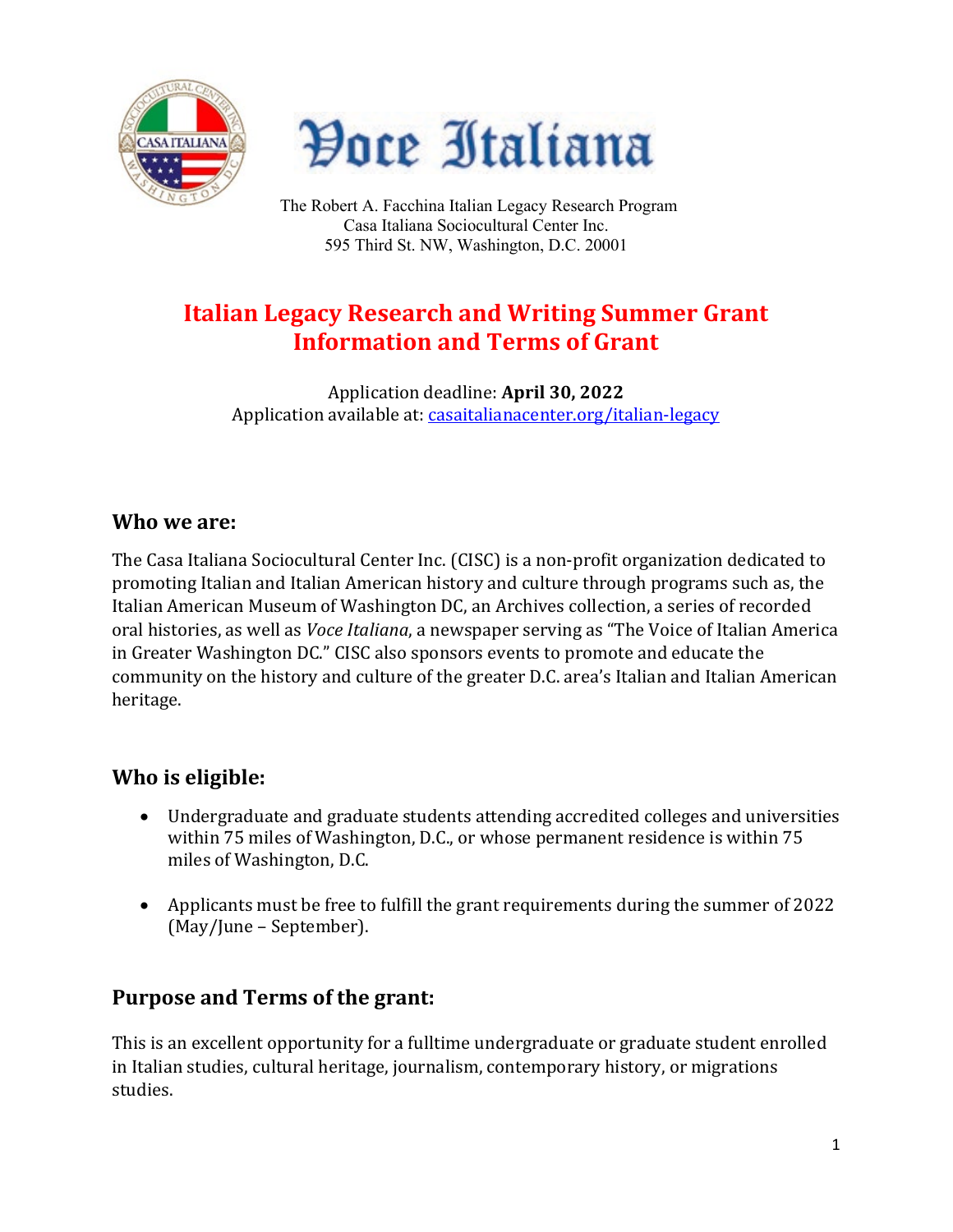Voce Italiana

The Robert A. Facchina Italian Legacy Research Program
Casa Italiana Sociocultural Center Inc.
595 Third St. NW, Washington, D.C. 20001

# Italian Legacy Research and Writing Summer Grant Information and Terms of Grant

Application deadline: **April 30, 2022**
Application available at: casaitalianacenter.org/italian-legacy

## Who we are:

The Casa Italiana Sociocultural Center Inc. (CISC) is a non-profit organization dedicated to promoting Italian and Italian American history and culture through programs such as, the Italian American Museum of Washington DC, an Archives collection, a series of recorded oral histories, as well as *Voce Italiana*, a newspaper serving as "The Voice of Italian America in Greater Washington DC." CISC also sponsors events to promote and educate the community on the history and culture of the greater D.C. area's Italian and Italian American heritage.

## Who is eligible:

- Undergraduate and graduate students attending accredited colleges and universities within 75 miles of Washington, D.C., or whose permanent residence is within 75 miles of Washington, D.C.
- Applicants must be free to fulfill the grant requirements during the summer of 2022 (May/June – September).

## Purpose and Terms of the grant:

This is an excellent opportunity for a fulltime undergraduate or graduate student enrolled in Italian studies, cultural heritage, journalism, contemporary history, or migrations studies.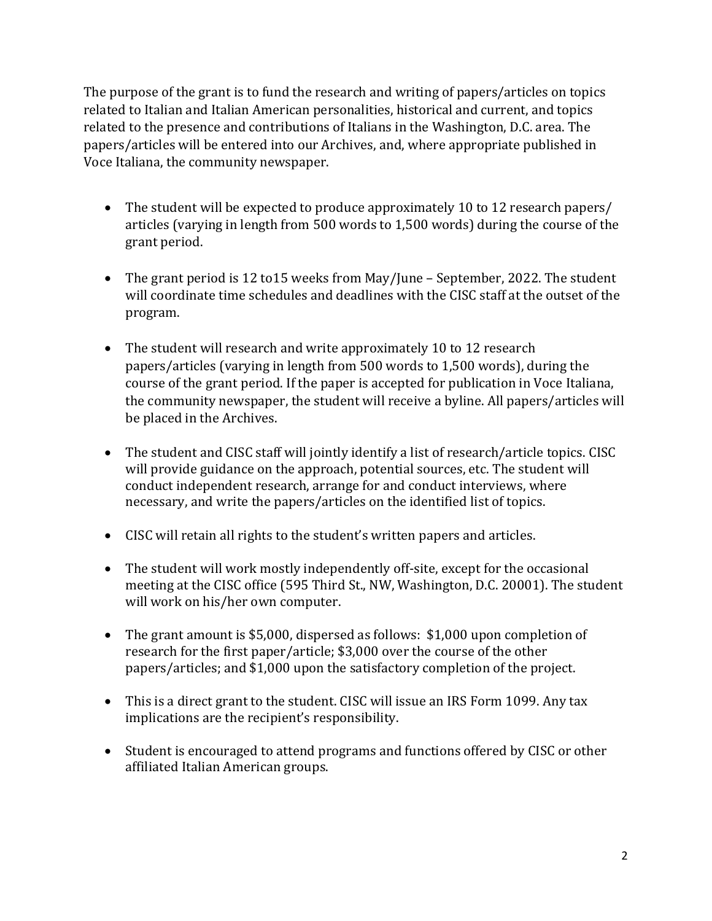The purpose of the grant is to fund the research and writing of papers/articles on topics related to Italian and Italian American personalities, historical and current, and topics related to the presence and contributions of Italians in the Washington, D.C. area. The papers/articles will be entered into our Archives, and, where appropriate published in Voce Italiana, the community newspaper.

- The student will be expected to produce approximately 10 to 12 research papers/ articles (varying in length from 500 words to 1,500 words) during the course of the grant period.

- The grant period is 12 to15 weeks from May/June – September, 2022. The student will coordinate time schedules and deadlines with the CISC staff at the outset of the program.

- The student will research and write approximately 10 to 12 research papers/articles (varying in length from 500 words to 1,500 words), during the course of the grant period. If the paper is accepted for publication in Voce Italiana, the community newspaper, the student will receive a byline. All papers/articles will be placed in the Archives.

- The student and CISC staff will jointly identify a list of research/article topics. CISC will provide guidance on the approach, potential sources, etc. The student will conduct independent research, arrange for and conduct interviews, where necessary, and write the papers/articles on the identified list of topics.

- CISC will retain all rights to the student's written papers and articles.

- The student will work mostly independently off-site, except for the occasional meeting at the CISC office (595 Third St., NW, Washington, D.C. 20001). The student will work on his/her own computer.

- The grant amount is $5,000, dispersed as follows: $1,000 upon completion of research for the first paper/article; $3,000 over the course of the other papers/articles; and $1,000 upon the satisfactory completion of the project.

- This is a direct grant to the student. CISC will issue an IRS Form 1099. Any tax implications are the recipient's responsibility.

- Student is encouraged to attend programs and functions offered by CISC or other affiliated Italian American groups.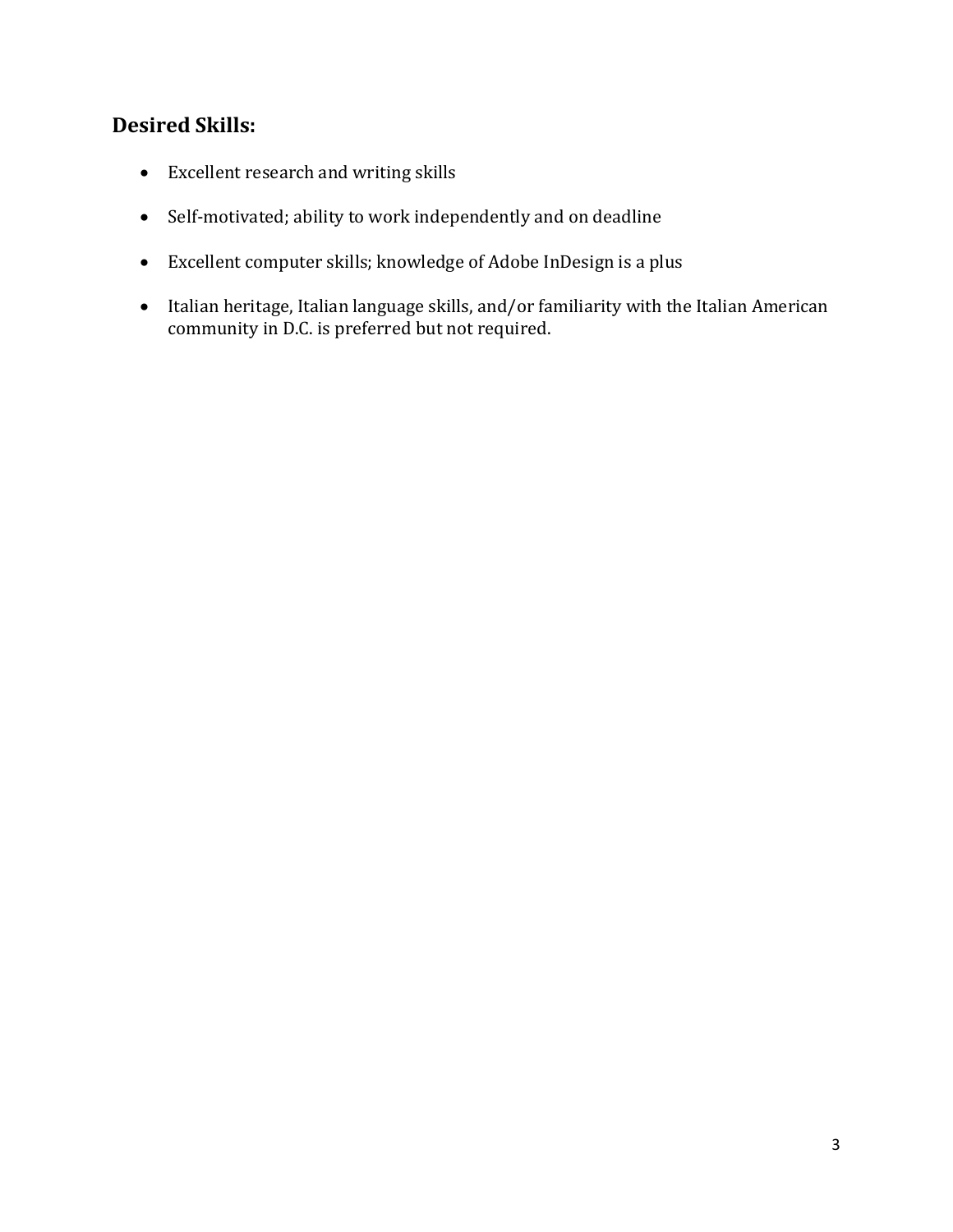## Desired Skills:

- Excellent research and writing skills
- Self-motivated; ability to work independently and on deadline
- Excellent computer skills; knowledge of Adobe InDesign is a plus
- Italian heritage, Italian language skills, and/or familiarity with the Italian American community in D.C. is preferred but not required.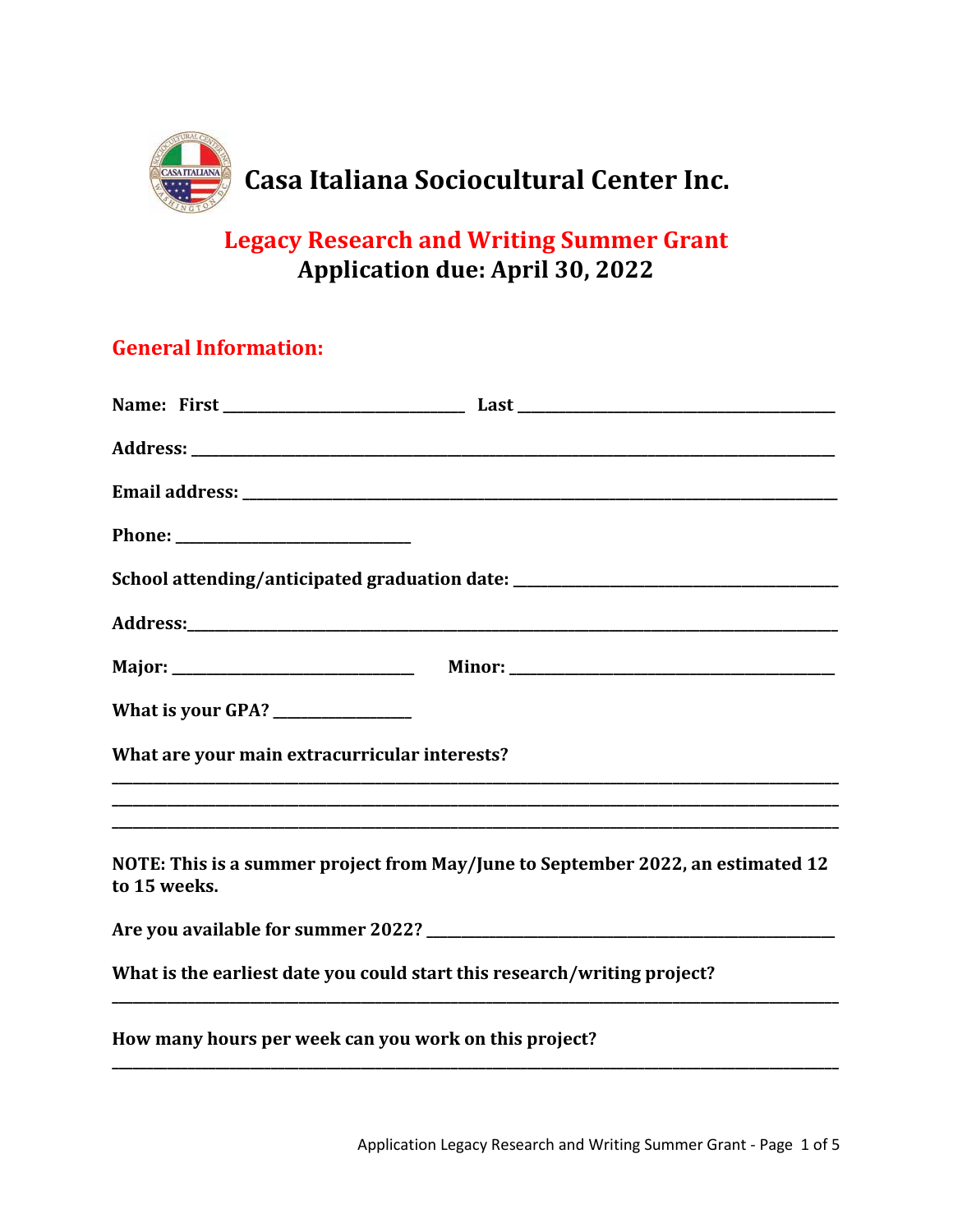# Casa Italiana Sociocultural Center Inc.

## Legacy Research and Writing Summer Grant
## Application due: April 30, 2022

### General Information:

**Name: First** ______________________________ **Last** ________________________________________

**Address:** ________________________________________________________________________________

**Email address:** ___________________________________________________________________________

**Phone:** _____________________________

**School attending/anticipated graduation date:** _________________________________________

**Address:** ________________________________________________________________________________

**Major:** ______________________________ **Minor:** ________________________________________

**What is your GPA?** _________________

**What are your main extracurricular interests?**

_____________________________________________________________________________________________
_____________________________________________________________________________________________
_____________________________________________________________________________________________

**NOTE: This is a summer project from May/June to September 2022, an estimated 12 to 15 weeks.**

**Are you available for summer 2022?** ______________________________________________________

**What is the earliest date you could start this research/writing project?**

_____________________________________________________________________________________________

**How many hours per week can you work on this project?**

_____________________________________________________________________________________________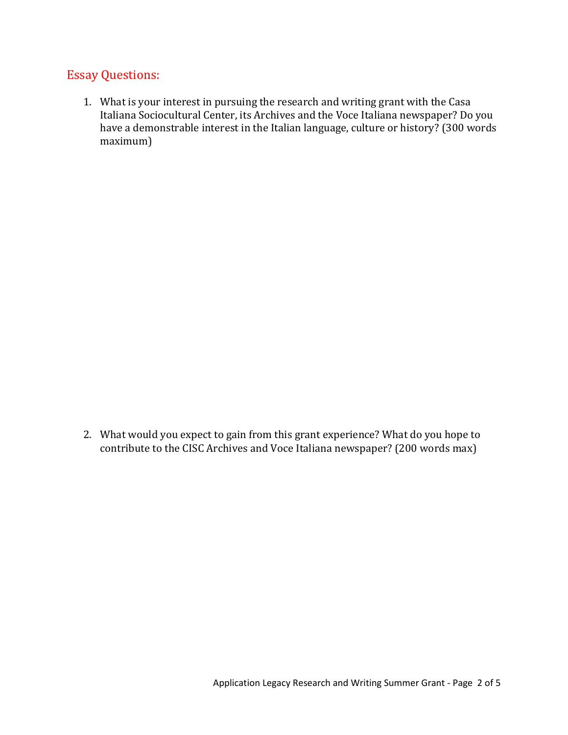## Essay Questions:

1. What is your interest in pursuing the research and writing grant with the Casa Italiana Sociocultural Center, its Archives and the Voce Italiana newspaper? Do you have a demonstrable interest in the Italian language, culture or history? (300 words maximum)

2. What would you expect to gain from this grant experience? What do you hope to contribute to the CISC Archives and Voce Italiana newspaper? (200 words max)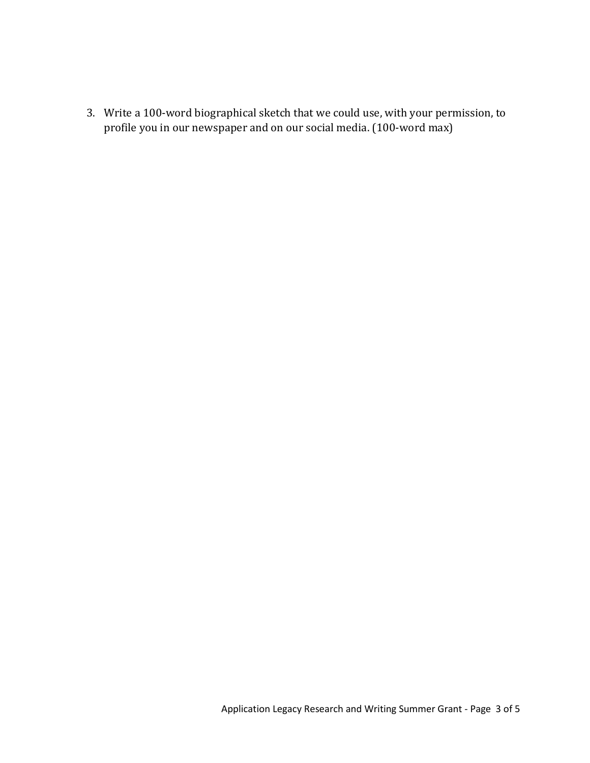3. Write a 100-word biographical sketch that we could use, with your permission, to profile you in our newspaper and on our social media. (100-word max)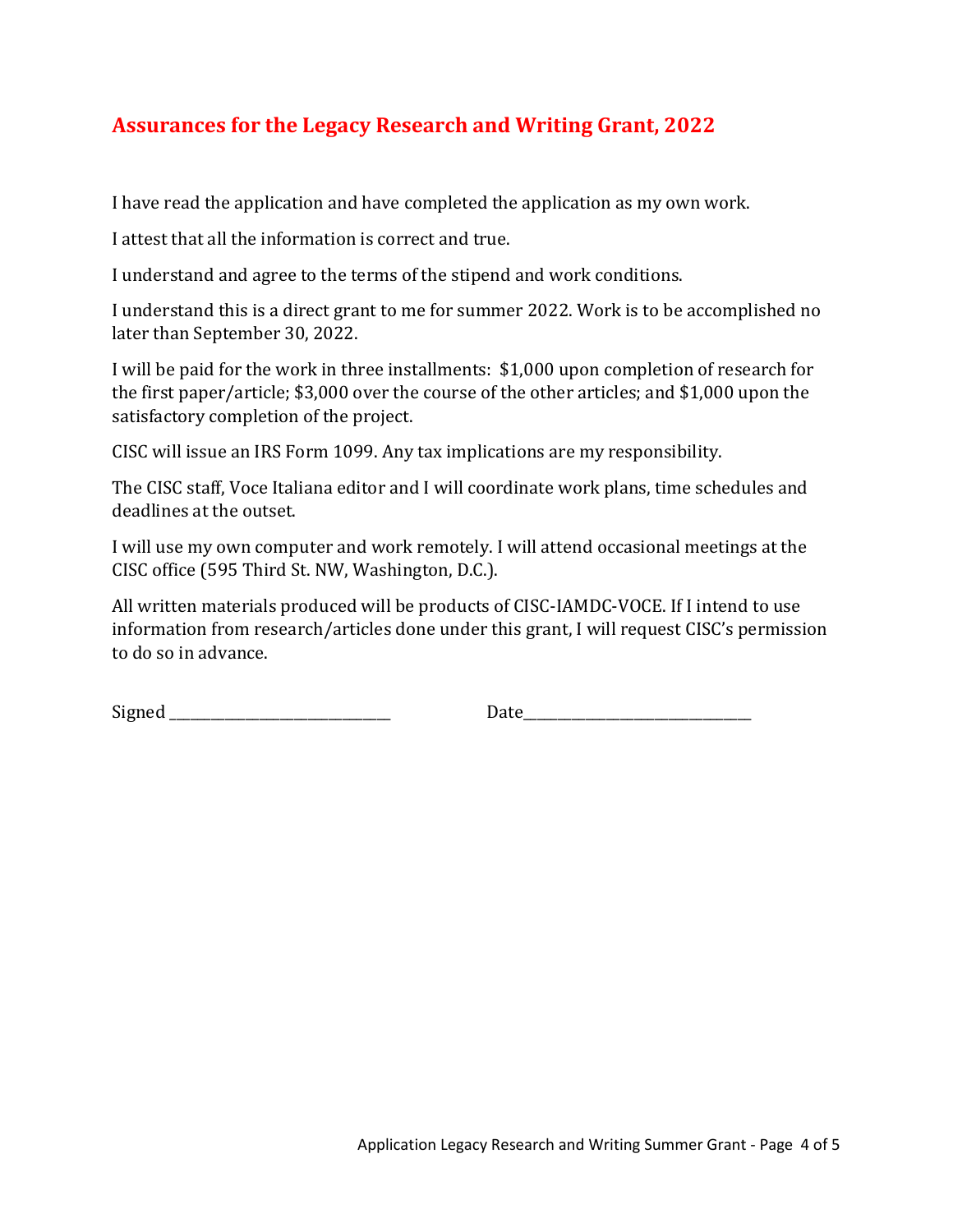## Assurances for the Legacy Research and Writing Grant, 2022

I have read the application and have completed the application as my own work.

I attest that all the information is correct and true.

I understand and agree to the terms of the stipend and work conditions.

I understand this is a direct grant to me for summer 2022. Work is to be accomplished no later than September 30, 2022.

I will be paid for the work in three installments: $1,000 upon completion of research for the first paper/article; $3,000 over the course of the other articles; and $1,000 upon the satisfactory completion of the project.

CISC will issue an IRS Form 1099. Any tax implications are my responsibility.

The CISC staff, Voce Italiana editor and I will coordinate work plans, time schedules and deadlines at the outset.

I will use my own computer and work remotely. I will attend occasional meetings at the CISC office (595 Third St. NW, Washington, D.C.).

All written materials produced will be products of CISC-IAMDC-VOCE. If I intend to use information from research/articles done under this grant, I will request CISC's permission to do so in advance.

Signed ______________________________ Date______________________________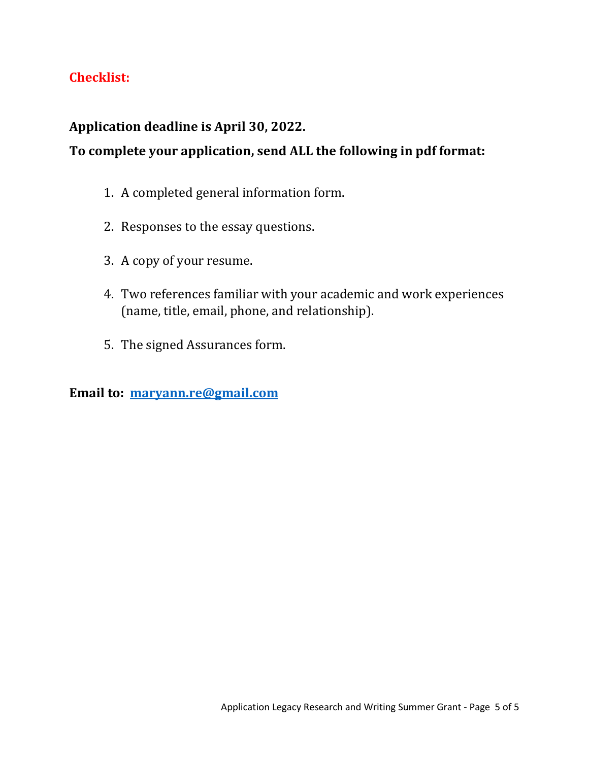## Checklist:

**Application deadline is April 30, 2022.**

**To complete your application, send ALL the following in pdf format:**

1. A completed general information form.
2. Responses to the essay questions.
3. A copy of your resume.
4. Two references familiar with your academic and work experiences (name, title, email, phone, and relationship).
5. The signed Assurances form.

**Email to: maryann.re@gmail.com**